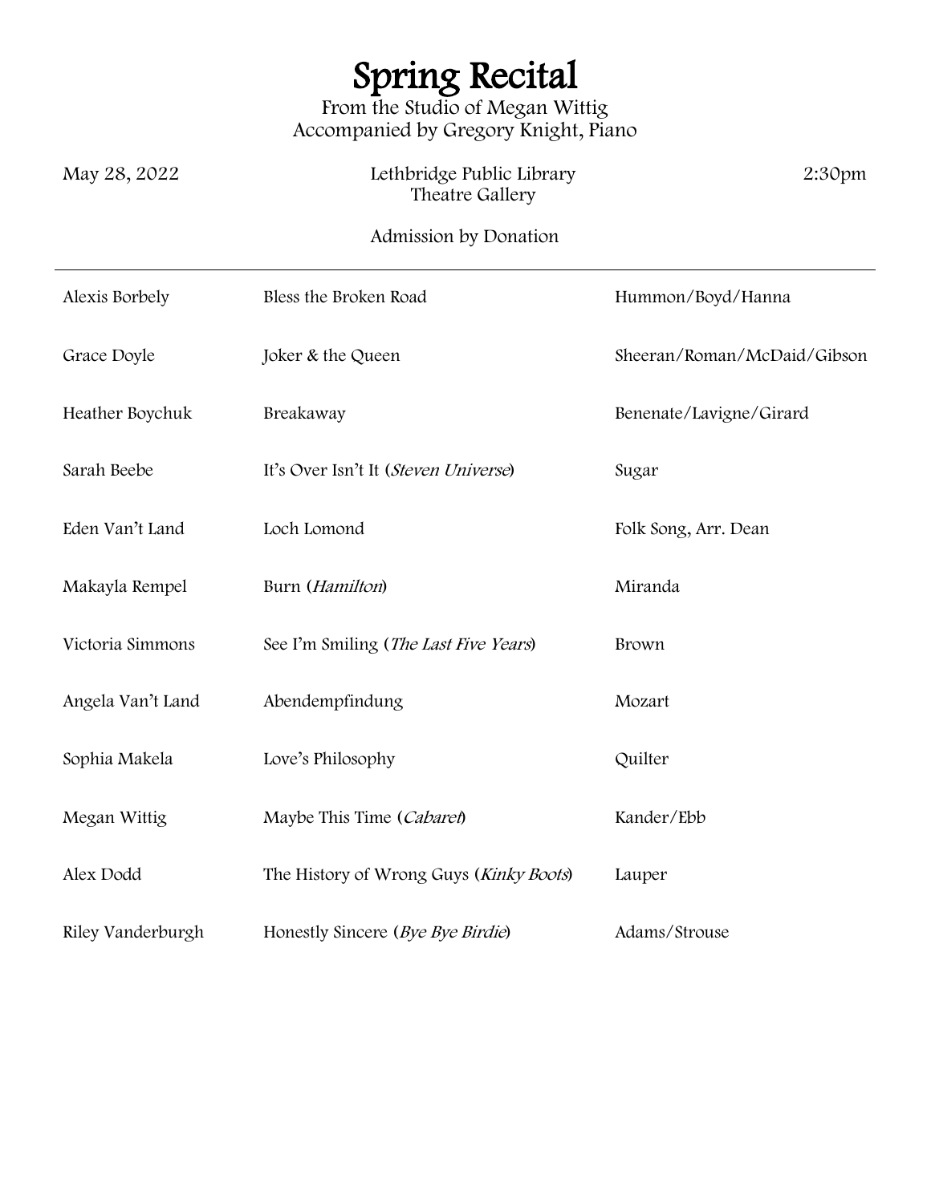# Spring Recital

From the Studio of Megan Wittig
Accompanied by Gregory Knight, Piano

May 28, 2022 — Lethbridge Public Library, Theatre Gallery — 2:30pm

Admission by Donation

---

| | | |
|---|---|---|
| Alexis Borbely | Bless the Broken Road | Hummon/Boyd/Hanna |
| Grace Doyle | Joker & the Queen | Sheeran/Roman/McDaid/Gibson |
| Heather Boychuk | Breakaway | Benenate/Lavigne/Girard |
| Sarah Beebe | It's Over Isn't It (*Steven Universe*) | Sugar |
| Eden Van't Land | Loch Lomond | Folk Song, Arr. Dean |
| Makayla Rempel | Burn (*Hamilton*) | Miranda |
| Victoria Simmons | See I'm Smiling (*The Last Five Years*) | Brown |
| Angela Van't Land | Abendempfindung | Mozart |
| Sophia Makela | Love's Philosophy | Quilter |
| Megan Wittig | Maybe This Time (*Cabaret*) | Kander/Ebb |
| Alex Dodd | The History of Wrong Guys (*Kinky Boots*) | Lauper |
| Riley Vanderburgh | Honestly Sincere (*Bye Bye Birdie*) | Adams/Strouse |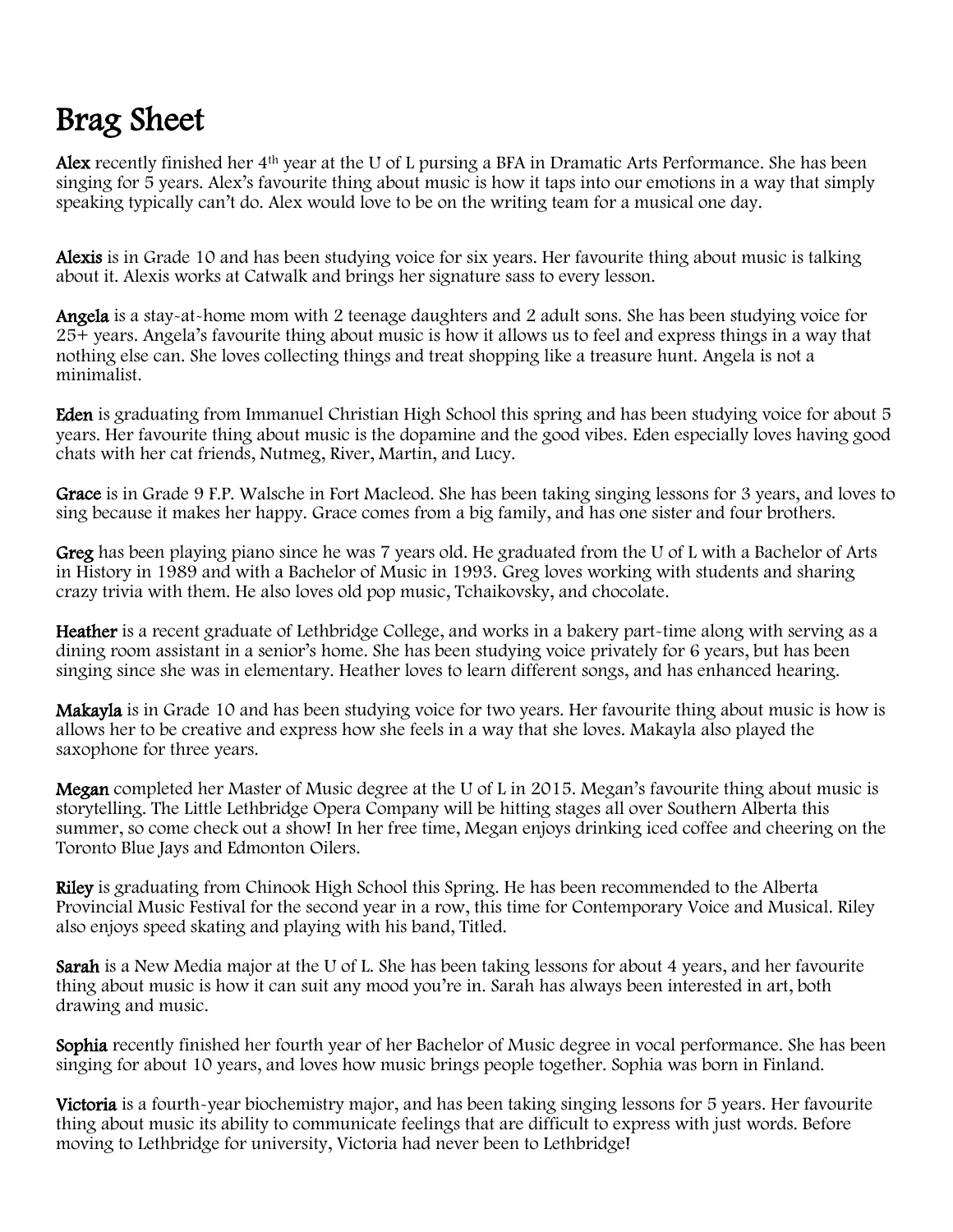# Brag Sheet

**Alex** recently finished her 4th year at the U of L pursing a BFA in Dramatic Arts Performance. She has been singing for 5 years. Alex's favourite thing about music is how it taps into our emotions in a way that simply speaking typically can't do. Alex would love to be on the writing team for a musical one day.

**Alexis** is in Grade 10 and has been studying voice for six years. Her favourite thing about music is talking about it. Alexis works at Catwalk and brings her signature sass to every lesson.

**Angela** is a stay-at-home mom with 2 teenage daughters and 2 adult sons. She has been studying voice for 25+ years. Angela's favourite thing about music is how it allows us to feel and express things in a way that nothing else can. She loves collecting things and treat shopping like a treasure hunt. Angela is not a minimalist.

**Eden** is graduating from Immanuel Christian High School this spring and has been studying voice for about 5 years. Her favourite thing about music is the dopamine and the good vibes. Eden especially loves having good chats with her cat friends, Nutmeg, River, Martin, and Lucy.

**Grace** is in Grade 9 F.P. Walsche in Fort Macleod. She has been taking singing lessons for 3 years, and loves to sing because it makes her happy. Grace comes from a big family, and has one sister and four brothers.

**Greg** has been playing piano since he was 7 years old. He graduated from the U of L with a Bachelor of Arts in History in 1989 and with a Bachelor of Music in 1993. Greg loves working with students and sharing crazy trivia with them. He also loves old pop music, Tchaikovsky, and chocolate.

**Heather** is a recent graduate of Lethbridge College, and works in a bakery part-time along with serving as a dining room assistant in a senior's home. She has been studying voice privately for 6 years, but has been singing since she was in elementary. Heather loves to learn different songs, and has enhanced hearing.

**Makayla** is in Grade 10 and has been studying voice for two years. Her favourite thing about music is how is allows her to be creative and express how she feels in a way that she loves. Makayla also played the saxophone for three years.

**Megan** completed her Master of Music degree at the U of L in 2015. Megan's favourite thing about music is storytelling. The Little Lethbridge Opera Company will be hitting stages all over Southern Alberta this summer, so come check out a show! In her free time, Megan enjoys drinking iced coffee and cheering on the Toronto Blue Jays and Edmonton Oilers.

**Riley** is graduating from Chinook High School this Spring. He has been recommended to the Alberta Provincial Music Festival for the second year in a row, this time for Contemporary Voice and Musical. Riley also enjoys speed skating and playing with his band, Titled.

**Sarah** is a New Media major at the U of L. She has been taking lessons for about 4 years, and her favourite thing about music is how it can suit any mood you're in. Sarah has always been interested in art, both drawing and music.

**Sophia** recently finished her fourth year of her Bachelor of Music degree in vocal performance. She has been singing for about 10 years, and loves how music brings people together. Sophia was born in Finland.

**Victoria** is a fourth-year biochemistry major, and has been taking singing lessons for 5 years. Her favourite thing about music its ability to communicate feelings that are difficult to express with just words. Before moving to Lethbridge for university, Victoria had never been to Lethbridge!